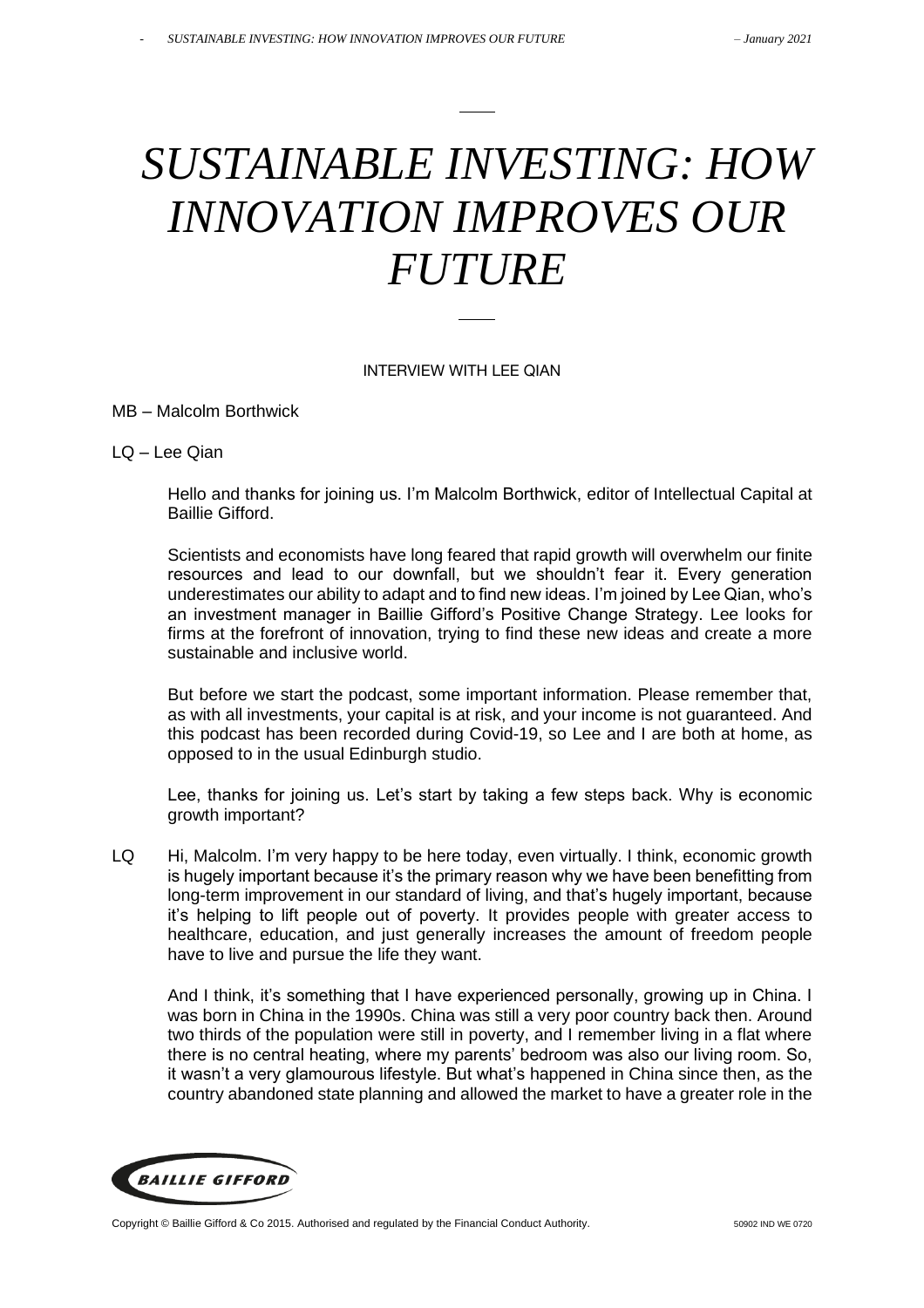# *SUSTAINABLE INVESTING: HOW INNOVATION IMPROVES OUR FUTURE*

INTERVIEW WITH LEE QIAN

MB – Malcolm Borthwick

LQ – Lee Qian

Hello and thanks for joining us. I'm Malcolm Borthwick, editor of Intellectual Capital at Baillie Gifford.

Scientists and economists have long feared that rapid growth will overwhelm our finite resources and lead to our downfall, but we shouldn't fear it. Every generation underestimates our ability to adapt and to find new ideas. I'm joined by Lee Qian, who's an investment manager in Baillie Gifford's Positive Change Strategy. Lee looks for firms at the forefront of innovation, trying to find these new ideas and create a more sustainable and inclusive world.

But before we start the podcast, some important information. Please remember that, as with all investments, your capital is at risk, and your income is not guaranteed. And this podcast has been recorded during Covid-19, so Lee and I are both at home, as opposed to in the usual Edinburgh studio.

Lee, thanks for joining us. Let's start by taking a few steps back. Why is economic growth important?

LQ Hi, Malcolm. I'm very happy to be here today, even virtually. I think, economic growth is hugely important because it's the primary reason why we have been benefitting from long-term improvement in our standard of living, and that's hugely important, because it's helping to lift people out of poverty. It provides people with greater access to healthcare, education, and just generally increases the amount of freedom people have to live and pursue the life they want.

And I think, it's something that I have experienced personally, growing up in China. I was born in China in the 1990s. China was still a very poor country back then. Around two thirds of the population were still in poverty, and I remember living in a flat where there is no central heating, where my parents' bedroom was also our living room. So, it wasn't a very glamourous lifestyle. But what's happened in China since then, as the country abandoned state planning and allowed the market to have a greater role in the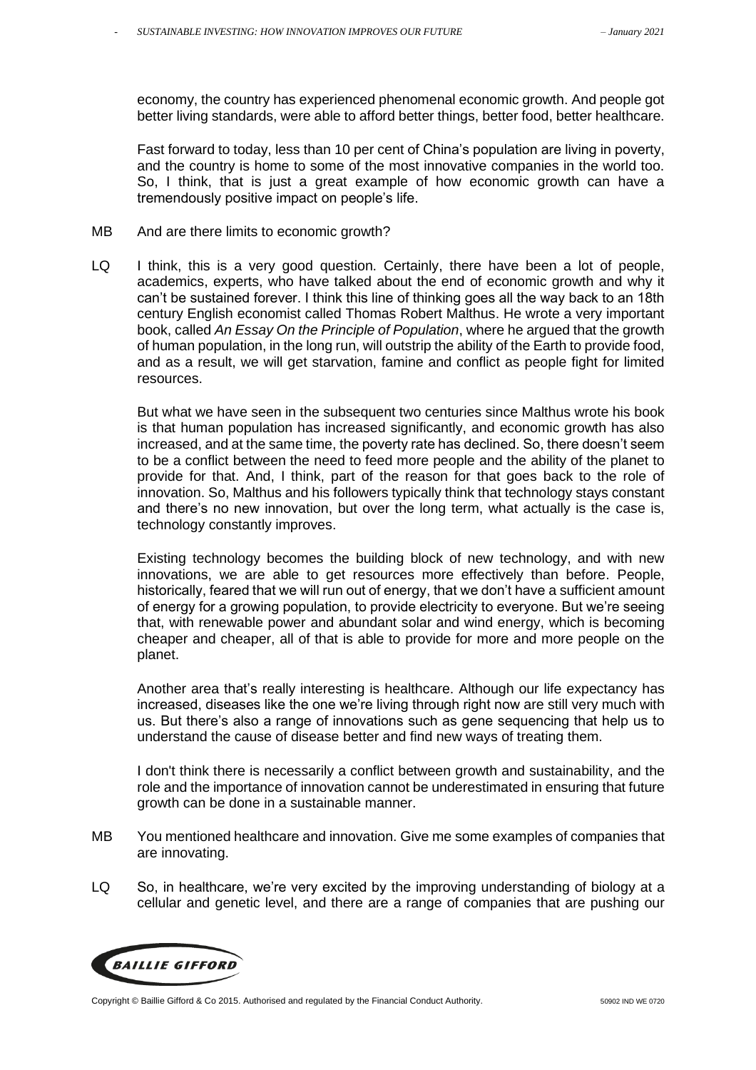economy, the country has experienced phenomenal economic growth. And people got better living standards, were able to afford better things, better food, better healthcare.

Fast forward to today, less than 10 per cent of China's population are living in poverty, and the country is home to some of the most innovative companies in the world too. So, I think, that is just a great example of how economic growth can have a tremendously positive impact on people's life.

MB And are there limits to economic growth?

LQ I think, this is a very good question. Certainly, there have been a lot of people, academics, experts, who have talked about the end of economic growth and why it can't be sustained forever. I think this line of thinking goes all the way back to an 18th century English economist called Thomas Robert Malthus. He wrote a very important book, called *An Essay On the Principle of Population*, where he argued that the growth of human population, in the long run, will outstrip the ability of the Earth to provide food, and as a result, we will get starvation, famine and conflict as people fight for limited resources.

But what we have seen in the subsequent two centuries since Malthus wrote his book is that human population has increased significantly, and economic growth has also increased, and at the same time, the poverty rate has declined. So, there doesn't seem to be a conflict between the need to feed more people and the ability of the planet to provide for that. And, I think, part of the reason for that goes back to the role of innovation. So, Malthus and his followers typically think that technology stays constant and there's no new innovation, but over the long term, what actually is the case is, technology constantly improves.

Existing technology becomes the building block of new technology, and with new innovations, we are able to get resources more effectively than before. People, historically, feared that we will run out of energy, that we don't have a sufficient amount of energy for a growing population, to provide electricity to everyone. But we're seeing that, with renewable power and abundant solar and wind energy, which is becoming cheaper and cheaper, all of that is able to provide for more and more people on the planet.

Another area that's really interesting is healthcare. Although our life expectancy has increased, diseases like the one we're living through right now are still very much with us. But there's also a range of innovations such as gene sequencing that help us to understand the cause of disease better and find new ways of treating them.

I don't think there is necessarily a conflict between growth and sustainability, and the role and the importance of innovation cannot be underestimated in ensuring that future growth can be done in a sustainable manner.

MB You mentioned healthcare and innovation. Give me some examples of companies that are innovating.

LQ So, in healthcare, we're very excited by the improving understanding of biology at a cellular and genetic level, and there are a range of companies that are pushing our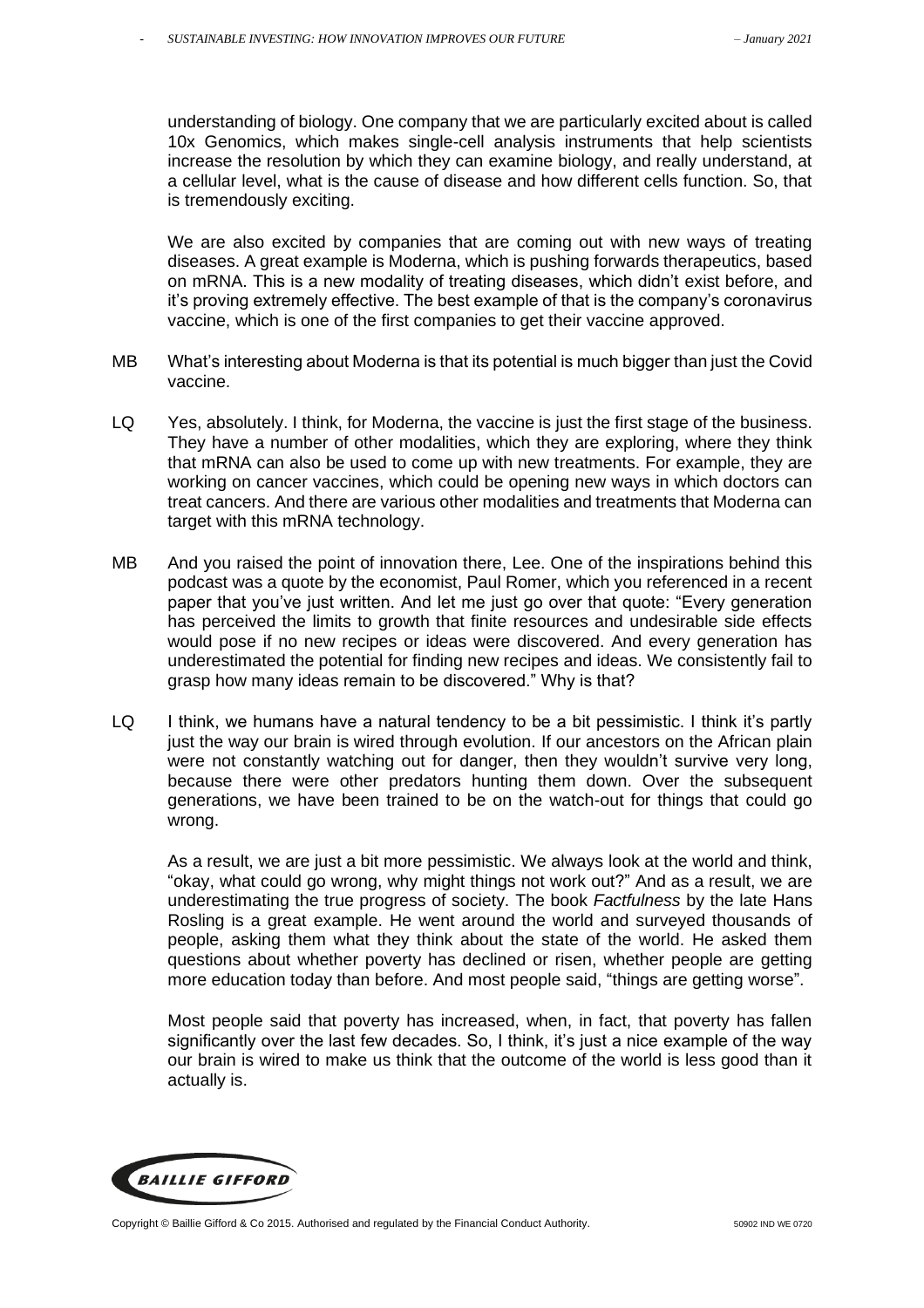understanding of biology. One company that we are particularly excited about is called 10x Genomics, which makes single-cell analysis instruments that help scientists increase the resolution by which they can examine biology, and really understand, at a cellular level, what is the cause of disease and how different cells function. So, that is tremendously exciting.

We are also excited by companies that are coming out with new ways of treating diseases. A great example is Moderna, which is pushing forwards therapeutics, based on mRNA. This is a new modality of treating diseases, which didn't exist before, and it's proving extremely effective. The best example of that is the company's coronavirus vaccine, which is one of the first companies to get their vaccine approved.

MB What's interesting about Moderna is that its potential is much bigger than just the Covid vaccine.

LQ Yes, absolutely. I think, for Moderna, the vaccine is just the first stage of the business. They have a number of other modalities, which they are exploring, where they think that mRNA can also be used to come up with new treatments. For example, they are working on cancer vaccines, which could be opening new ways in which doctors can treat cancers. And there are various other modalities and treatments that Moderna can target with this mRNA technology.

MB And you raised the point of innovation there, Lee. One of the inspirations behind this podcast was a quote by the economist, Paul Romer, which you referenced in a recent paper that you've just written. And let me just go over that quote: "Every generation has perceived the limits to growth that finite resources and undesirable side effects would pose if no new recipes or ideas were discovered. And every generation has underestimated the potential for finding new recipes and ideas. We consistently fail to grasp how many ideas remain to be discovered." Why is that?

LQ I think, we humans have a natural tendency to be a bit pessimistic. I think it's partly just the way our brain is wired through evolution. If our ancestors on the African plain were not constantly watching out for danger, then they wouldn't survive very long, because there were other predators hunting them down. Over the subsequent generations, we have been trained to be on the watch-out for things that could go wrong.

As a result, we are just a bit more pessimistic. We always look at the world and think, "okay, what could go wrong, why might things not work out?" And as a result, we are underestimating the true progress of society. The book *Factfulness* by the late Hans Rosling is a great example. He went around the world and surveyed thousands of people, asking them what they think about the state of the world. He asked them questions about whether poverty has declined or risen, whether people are getting more education today than before. And most people said, "things are getting worse".

Most people said that poverty has increased, when, in fact, that poverty has fallen significantly over the last few decades. So, I think, it's just a nice example of the way our brain is wired to make us think that the outcome of the world is less good than it actually is.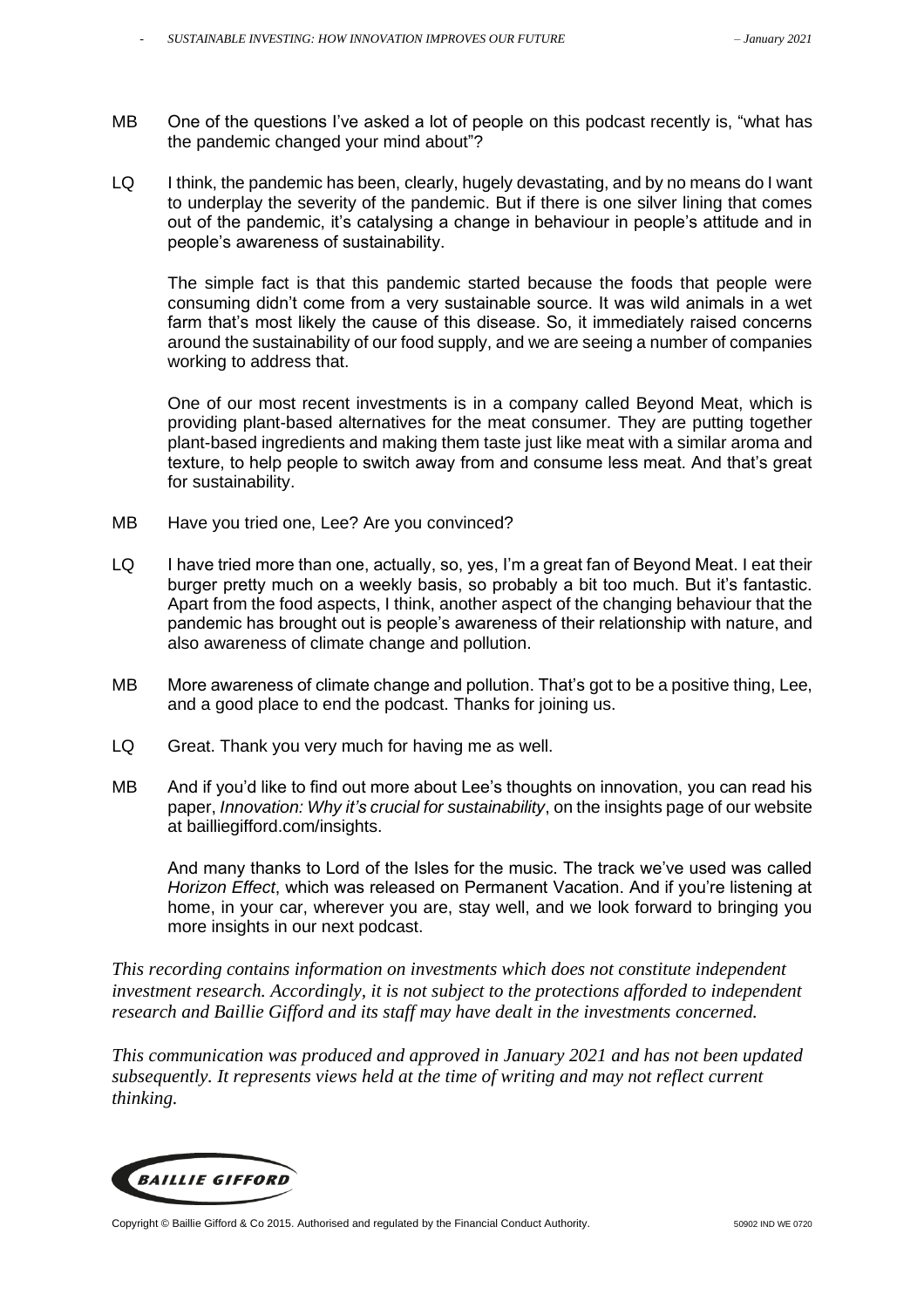MB One of the questions I've asked a lot of people on this podcast recently is, "what has the pandemic changed your mind about"?

LQ I think, the pandemic has been, clearly, hugely devastating, and by no means do I want to underplay the severity of the pandemic. But if there is one silver lining that comes out of the pandemic, it's catalysing a change in behaviour in people's attitude and in people's awareness of sustainability.

The simple fact is that this pandemic started because the foods that people were consuming didn't come from a very sustainable source. It was wild animals in a wet farm that's most likely the cause of this disease. So, it immediately raised concerns around the sustainability of our food supply, and we are seeing a number of companies working to address that.

One of our most recent investments is in a company called Beyond Meat, which is providing plant-based alternatives for the meat consumer. They are putting together plant-based ingredients and making them taste just like meat with a similar aroma and texture, to help people to switch away from and consume less meat. And that's great for sustainability.

MB Have you tried one, Lee? Are you convinced?

LQ I have tried more than one, actually, so, yes, I'm a great fan of Beyond Meat. I eat their burger pretty much on a weekly basis, so probably a bit too much. But it's fantastic. Apart from the food aspects, I think, another aspect of the changing behaviour that the pandemic has brought out is people's awareness of their relationship with nature, and also awareness of climate change and pollution.

MB More awareness of climate change and pollution. That's got to be a positive thing, Lee, and a good place to end the podcast. Thanks for joining us.

LQ Great. Thank you very much for having me as well.

MB And if you'd like to find out more about Lee's thoughts on innovation, you can read his paper, *Innovation: Why it's crucial for sustainability*, on the insights page of our website at bailliegifford.com/insights.

And many thanks to Lord of the Isles for the music. The track we've used was called *Horizon Effect*, which was released on Permanent Vacation. And if you're listening at home, in your car, wherever you are, stay well, and we look forward to bringing you more insights in our next podcast.

*This recording contains information on investments which does not constitute independent investment research. Accordingly, it is not subject to the protections afforded to independent research and Baillie Gifford and its staff may have dealt in the investments concerned.*

*This communication was produced and approved in January 2021 and has not been updated subsequently. It represents views held at the time of writing and may not reflect current thinking.*

BAILLIE GIFFORD

Copyright © Baillie Gifford & Co 2015. Authorised and regulated by the Financial Conduct Authority. 50902 IND WE 0720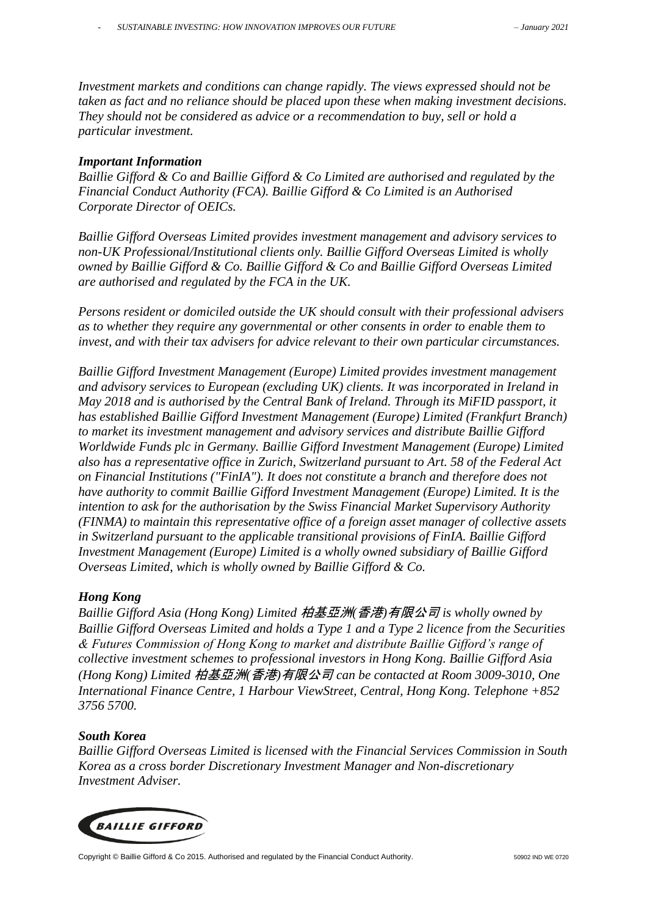*Investment markets and conditions can change rapidly. The views expressed should not be taken as fact and no reliance should be placed upon these when making investment decisions. They should not be considered as advice or a recommendation to buy, sell or hold a particular investment.*

### *Important Information*

*Baillie Gifford & Co and Baillie Gifford & Co Limited are authorised and regulated by the Financial Conduct Authority (FCA). Baillie Gifford & Co Limited is an Authorised Corporate Director of OEICs.*

*Baillie Gifford Overseas Limited provides investment management and advisory services to non-UK Professional/Institutional clients only. Baillie Gifford Overseas Limited is wholly owned by Baillie Gifford & Co. Baillie Gifford & Co and Baillie Gifford Overseas Limited are authorised and regulated by the FCA in the UK.*

*Persons resident or domiciled outside the UK should consult with their professional advisers as to whether they require any governmental or other consents in order to enable them to invest, and with their tax advisers for advice relevant to their own particular circumstances.*

*Baillie Gifford Investment Management (Europe) Limited provides investment management and advisory services to European (excluding UK) clients. It was incorporated in Ireland in May 2018 and is authorised by the Central Bank of Ireland. Through its MiFID passport, it has established Baillie Gifford Investment Management (Europe) Limited (Frankfurt Branch) to market its investment management and advisory services and distribute Baillie Gifford Worldwide Funds plc in Germany. Baillie Gifford Investment Management (Europe) Limited also has a representative office in Zurich, Switzerland pursuant to Art. 58 of the Federal Act on Financial Institutions ("FinIA"). It does not constitute a branch and therefore does not have authority to commit Baillie Gifford Investment Management (Europe) Limited. It is the intention to ask for the authorisation by the Swiss Financial Market Supervisory Authority (FINMA) to maintain this representative office of a foreign asset manager of collective assets in Switzerland pursuant to the applicable transitional provisions of FinIA. Baillie Gifford Investment Management (Europe) Limited is a wholly owned subsidiary of Baillie Gifford Overseas Limited, which is wholly owned by Baillie Gifford & Co.*

### *Hong Kong*

*Baillie Gifford Asia (Hong Kong) Limited 柏基亞洲(香港)有限公司 is wholly owned by Baillie Gifford Overseas Limited and holds a Type 1 and a Type 2 licence from the Securities & Futures Commission of Hong Kong to market and distribute Baillie Gifford's range of collective investment schemes to professional investors in Hong Kong. Baillie Gifford Asia (Hong Kong) Limited 柏基亞洲(香港)有限公司 can be contacted at Room 3009-3010, One International Finance Centre, 1 Harbour ViewStreet, Central, Hong Kong. Telephone +852 3756 5700.*

### *South Korea*

*Baillie Gifford Overseas Limited is licensed with the Financial Services Commission in South Korea as a cross border Discretionary Investment Manager and Non-discretionary Investment Adviser.*

BAILLIE GIFFORD

Copyright © Baillie Gifford & Co 2015. Authorised and regulated by the Financial Conduct Authority. 50902 IND WE 0720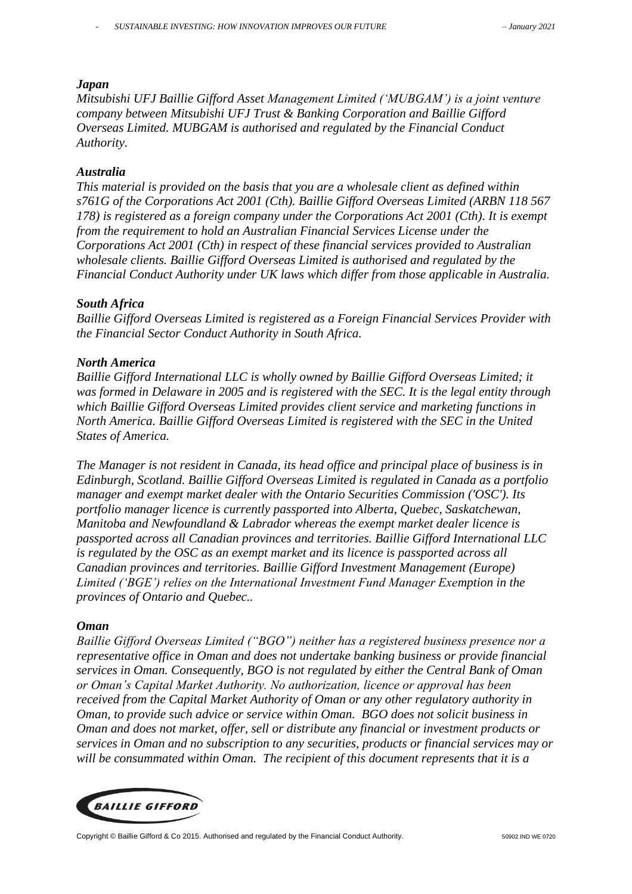### *Japan*

*Mitsubishi UFJ Baillie Gifford Asset Management Limited ('MUBGAM') is a joint venture company between Mitsubishi UFJ Trust & Banking Corporation and Baillie Gifford Overseas Limited. MUBGAM is authorised and regulated by the Financial Conduct Authority.*

### *Australia*

*This material is provided on the basis that you are a wholesale client as defined within s761G of the Corporations Act 2001 (Cth). Baillie Gifford Overseas Limited (ARBN 118 567 178) is registered as a foreign company under the Corporations Act 2001 (Cth). It is exempt from the requirement to hold an Australian Financial Services License under the Corporations Act 2001 (Cth) in respect of these financial services provided to Australian wholesale clients. Baillie Gifford Overseas Limited is authorised and regulated by the Financial Conduct Authority under UK laws which differ from those applicable in Australia.*

### *South Africa*

*Baillie Gifford Overseas Limited is registered as a Foreign Financial Services Provider with the Financial Sector Conduct Authority in South Africa.*

### *North America*

*Baillie Gifford International LLC is wholly owned by Baillie Gifford Overseas Limited; it was formed in Delaware in 2005 and is registered with the SEC. It is the legal entity through which Baillie Gifford Overseas Limited provides client service and marketing functions in North America. Baillie Gifford Overseas Limited is registered with the SEC in the United States of America.*

*The Manager is not resident in Canada, its head office and principal place of business is in Edinburgh, Scotland. Baillie Gifford Overseas Limited is regulated in Canada as a portfolio manager and exempt market dealer with the Ontario Securities Commission ('OSC'). Its portfolio manager licence is currently passported into Alberta, Quebec, Saskatchewan, Manitoba and Newfoundland & Labrador whereas the exempt market dealer licence is passported across all Canadian provinces and territories. Baillie Gifford International LLC is regulated by the OSC as an exempt market and its licence is passported across all Canadian provinces and territories. Baillie Gifford Investment Management (Europe) Limited ('BGE') relies on the International Investment Fund Manager Exemption in the provinces of Ontario and Quebec..*

### *Oman*

*Baillie Gifford Overseas Limited ("BGO") neither has a registered business presence nor a representative office in Oman and does not undertake banking business or provide financial services in Oman. Consequently, BGO is not regulated by either the Central Bank of Oman or Oman's Capital Market Authority. No authorization, licence or approval has been received from the Capital Market Authority of Oman or any other regulatory authority in Oman, to provide such advice or service within Oman. BGO does not solicit business in Oman and does not market, offer, sell or distribute any financial or investment products or services in Oman and no subscription to any securities, products or financial services may or will be consummated within Oman. The recipient of this document represents that it is a*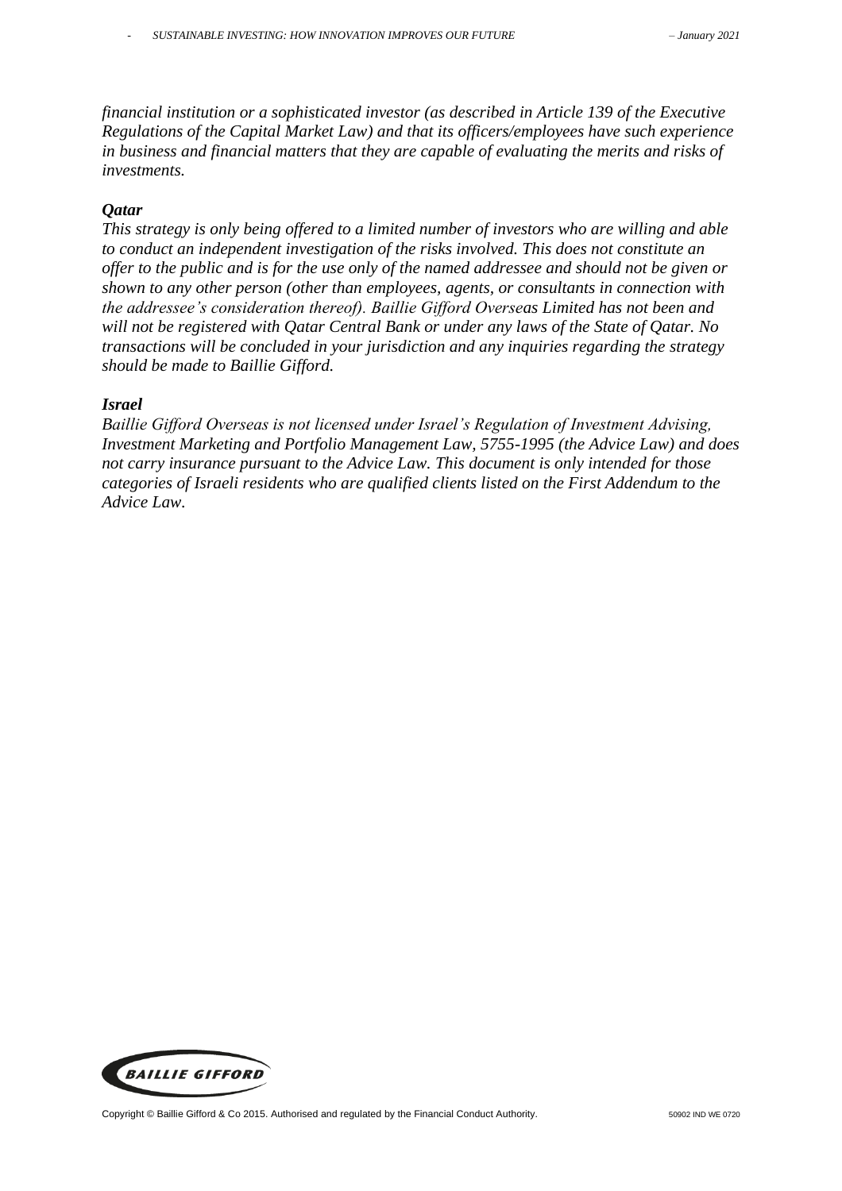*financial institution or a sophisticated investor (as described in Article 139 of the Executive Regulations of the Capital Market Law) and that its officers/employees have such experience in business and financial matters that they are capable of evaluating the merits and risks of investments.*

***Qatar***

*This strategy is only being offered to a limited number of investors who are willing and able to conduct an independent investigation of the risks involved. This does not constitute an offer to the public and is for the use only of the named addressee and should not be given or shown to any other person (other than employees, agents, or consultants in connection with the addressee's consideration thereof). Baillie Gifford Overseas Limited has not been and will not be registered with Qatar Central Bank or under any laws of the State of Qatar. No transactions will be concluded in your jurisdiction and any inquiries regarding the strategy should be made to Baillie Gifford.*

***Israel***

*Baillie Gifford Overseas is not licensed under Israel's Regulation of Investment Advising, Investment Marketing and Portfolio Management Law, 5755-1995 (the Advice Law) and does not carry insurance pursuant to the Advice Law. This document is only intended for those categories of Israeli residents who are qualified clients listed on the First Addendum to the Advice Law.*

BAILLIE GIFFORD

Copyright © Baillie Gifford & Co 2015. Authorised and regulated by the Financial Conduct Authority.

50902 IND WE 0720